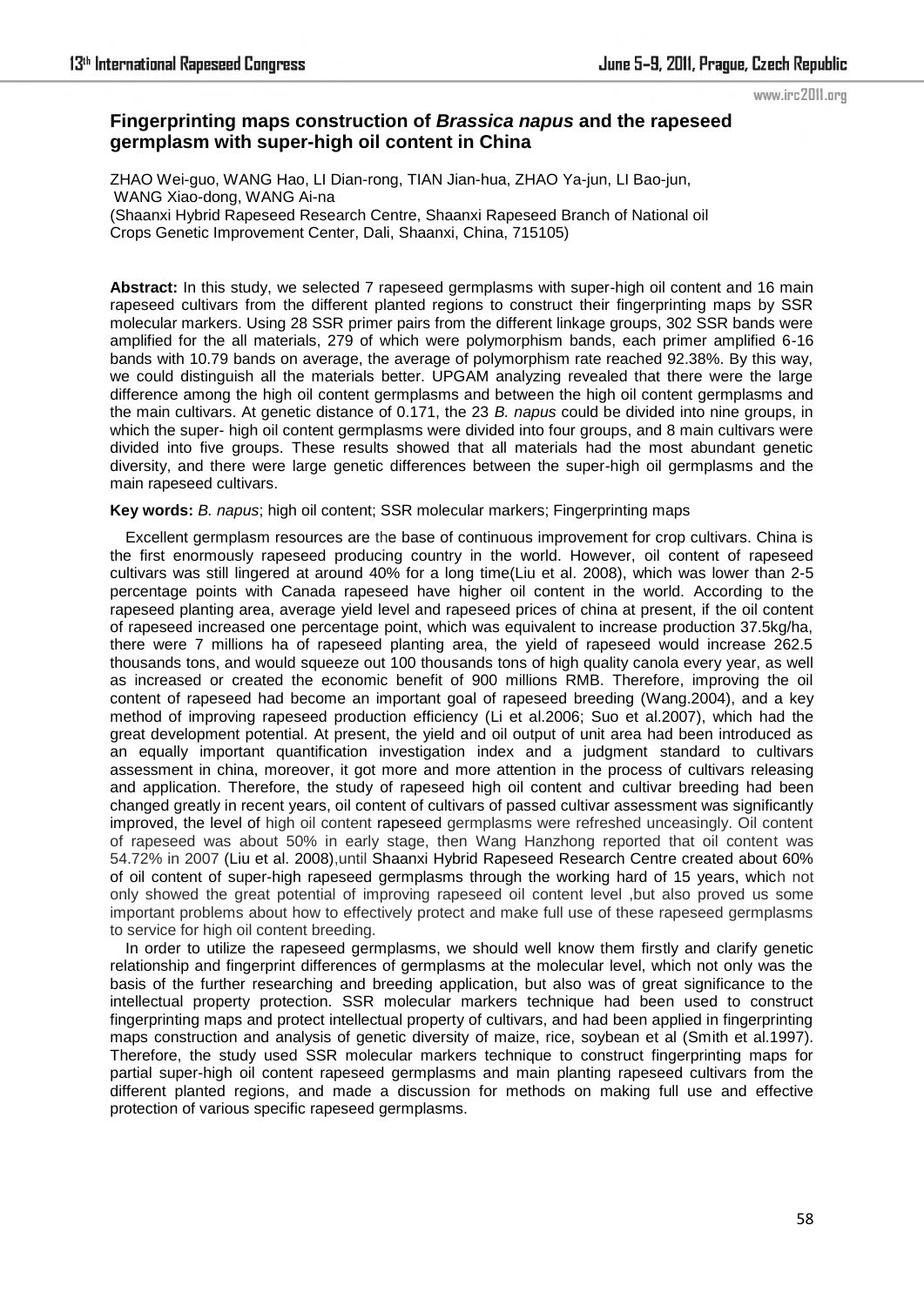## Fingerprinting maps construction of *Brassica napus* and the rapeseed germplasm with super-high oil content in China

ZHAO Wei-guo, WANG Hao, LI Dian-rong, TIAN Jian-hua, ZHAO Ya-jun, LI Bao-jun, WANG Xiao-dong, WANG Ai-na

(Shaanxi Hybrid Rapeseed Research Centre, Shaanxi Rapeseed Branch of National oil Crops Genetic Improvement Center, Dali, Shaanxi, China, 715105)

**Abstract:** In this study, we selected 7 rapeseed germplasms with super-high oil content and 16 main rapeseed cultivars from the different planted regions to construct their fingerprinting maps by SSR molecular markers. Using 28 SSR primer pairs from the different linkage groups, 302 SSR bands were amplified for the all materials, 279 of which were polymorphism bands, each primer amplified 6-16 bands with 10.79 bands on average, the average of polymorphism rate reached 92.38%. By this way, we could distinguish all the materials better. UPGAM analyzing revealed that there were the large difference among the high oil content germplasms and between the high oil content germplasms and the main cultivars. At genetic distance of 0.171, the 23 *B. napus* could be divided into nine groups, in which the super- high oil content germplasms were divided into four groups, and 8 main cultivars were divided into five groups. These results showed that all materials had the most abundant genetic diversity, and there were large genetic differences between the super-high oil germplasms and the main rapeseed cultivars.

**Key words:** *B. napus*; high oil content; SSR molecular markers; Fingerprinting maps

Excellent germplasm resources are the base of continuous improvement for crop cultivars. China is the first enormously rapeseed producing country in the world. However, oil content of rapeseed cultivars was still lingered at around 40% for a long time(Liu et al. 2008), which was lower than 2-5 percentage points with Canada rapeseed have higher oil content in the world. According to the rapeseed planting area, average yield level and rapeseed prices of china at present, if the oil content of rapeseed increased one percentage point, which was equivalent to increase production 37.5kg/ha, there were 7 millions ha of rapeseed planting area, the yield of rapeseed would increase 262.5 thousands tons, and would squeeze out 100 thousands tons of high quality canola every year, as well as increased or created the economic benefit of 900 millions RMB. Therefore, improving the oil content of rapeseed had become an important goal of rapeseed breeding (Wang.2004), and a key method of improving rapeseed production efficiency (Li et al.2006; Suo et al.2007), which had the great development potential. At present, the yield and oil output of unit area had been introduced as an equally important quantification investigation index and a judgment standard to cultivars assessment in china, moreover, it got more and more attention in the process of cultivars releasing and application. Therefore, the study of rapeseed high oil content and cultivar breeding had been changed greatly in recent years, oil content of cultivars of passed cultivar assessment was significantly improved, the level of high oil content rapeseed germplasms were refreshed unceasingly. Oil content of rapeseed was about 50% in early stage, then Wang Hanzhong reported that oil content was 54.72% in 2007 (Liu et al. 2008),until Shaanxi Hybrid Rapeseed Research Centre created about 60% of oil content of super-high rapeseed germplasms through the working hard of 15 years, which not only showed the great potential of improving rapeseed oil content level ,but also proved us some important problems about how to effectively protect and make full use of these rapeseed germplasms to service for high oil content breeding.

In order to utilize the rapeseed germplasms, we should well know them firstly and clarify genetic relationship and fingerprint differences of germplasms at the molecular level, which not only was the basis of the further researching and breeding application, but also was of great significance to the intellectual property protection. SSR molecular markers technique had been used to construct fingerprinting maps and protect intellectual property of cultivars, and had been applied in fingerprinting maps construction and analysis of genetic diversity of maize, rice, soybean et al (Smith et al.1997). Therefore, the study used SSR molecular markers technique to construct fingerprinting maps for partial super-high oil content rapeseed germplasms and main planting rapeseed cultivars from the different planted regions, and made a discussion for methods on making full use and effective protection of various specific rapeseed germplasms.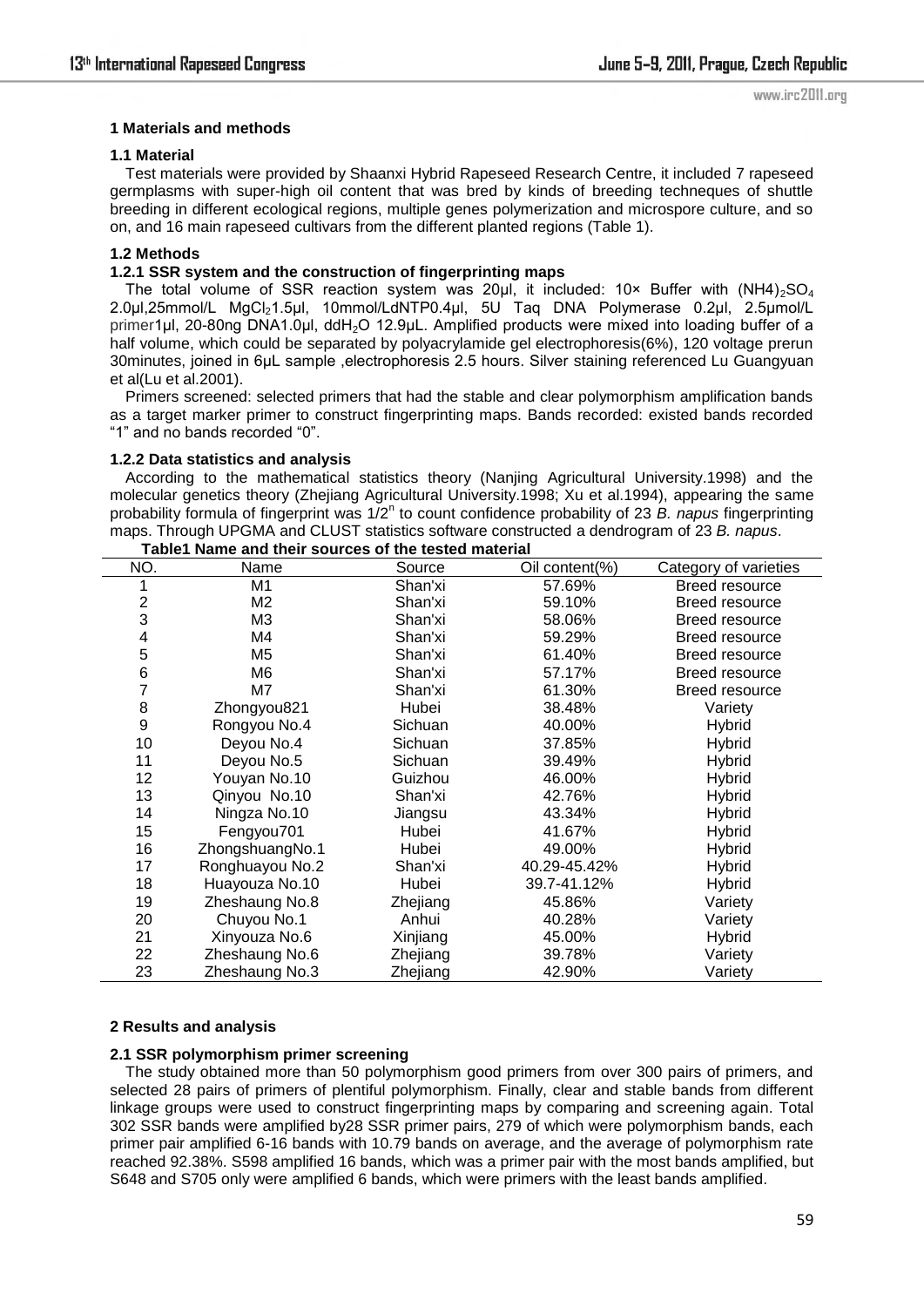## 1 Materials and methods

### 1.1 Material

Test materials were provided by Shaanxi Hybrid Rapeseed Research Centre, it included 7 rapeseed germplasms with super-high oil content that was bred by kinds of breeding techneques of shuttle breeding in different ecological regions, multiple genes polymerization and microspore culture, and so on, and 16 main rapeseed cultivars from the different planted regions (Table 1).

### 1.2 Methods

#### 1.2.1 SSR system and the construction of fingerprinting maps

The total volume of SSR reaction system was 20μl, it included: 10× Buffer with $(NH4)_2SO_4$ 2.0μl,25mmol/L $MgCl_2$1.5μl, 10mmol/LdNTP0.4μl, 5U Taq DNA Polymerase 0.2μl, 2.5μmol/L primer1μl, 20-80ng DNA1.0μl, $ddH_2O$ 12.9μL. Amplified products were mixed into loading buffer of a half volume, which could be separated by polyacrylamide gel electrophoresis(6%), 120 voltage prerun 30minutes, joined in 6μL sample ,electrophoresis 2.5 hours. Silver staining referenced Lu Guangyuan et al(Lu et al.2001).

Primers screened: selected primers that had the stable and clear polymorphism amplification bands as a target marker primer to construct fingerprinting maps. Bands recorded: existed bands recorded "1" and no bands recorded "0".

#### 1.2.2 Data statistics and analysis

According to the mathematical statistics theory (Nanjing Agricultural University.1998) and the molecular genetics theory (Zhejiang Agricultural University.1998; Xu et al.1994), appearing the same probability formula of fingerprint was $1/2^n$ to count confidence probability of 23 *B. napus* fingerprinting maps. Through UPGMA and CLUST statistics software constructed a dendrogram of 23 *B. napus*.

**Table1 Name and their sources of the tested material**

| NO. | Name | Source | Oil content(%) | Category of varieties |
|---|---|---|---|---|
| 1 | M1 | Shan'xi | 57.69% | Breed resource |
| 2 | M2 | Shan'xi | 59.10% | Breed resource |
| 3 | M3 | Shan'xi | 58.06% | Breed resource |
| 4 | M4 | Shan'xi | 59.29% | Breed resource |
| 5 | M5 | Shan'xi | 61.40% | Breed resource |
| 6 | M6 | Shan'xi | 57.17% | Breed resource |
| 7 | M7 | Shan'xi | 61.30% | Breed resource |
| 8 | Zhongyou821 | Hubei | 38.48% | Variety |
| 9 | Rongyou No.4 | Sichuan | 40.00% | Hybrid |
| 10 | Deyou No.4 | Sichuan | 37.85% | Hybrid |
| 11 | Deyou No.5 | Sichuan | 39.49% | Hybrid |
| 12 | Youyan No.10 | Guizhou | 46.00% | Hybrid |
| 13 | Qinyou No.10 | Shan'xi | 42.76% | Hybrid |
| 14 | Ningza No.10 | Jiangsu | 43.34% | Hybrid |
| 15 | Fengyou701 | Hubei | 41.67% | Hybrid |
| 16 | ZhongshuangNo.1 | Hubei | 49.00% | Hybrid |
| 17 | Ronghuayou No.2 | Shan'xi | 40.29-45.42% | Hybrid |
| 18 | Huayouza No.10 | Hubei | 39.7-41.12% | Hybrid |
| 19 | Zheshaung No.8 | Zhejiang | 45.86% | Variety |
| 20 | Chuyou No.1 | Anhui | 40.28% | Variety |
| 21 | Xinyouza No.6 | Xinjiang | 45.00% | Hybrid |
| 22 | Zheshaung No.6 | Zhejiang | 39.78% | Variety |
| 23 | Zheshaung No.3 | Zhejiang | 42.90% | Variety |

## 2 Results and analysis

### 2.1 SSR polymorphism primer screening

The study obtained more than 50 polymorphism good primers from over 300 pairs of primers, and selected 28 pairs of primers of plentiful polymorphism. Finally, clear and stable bands from different linkage groups were used to construct fingerprinting maps by comparing and screening again. Total 302 SSR bands were amplified by28 SSR primer pairs, 279 of which were polymorphism bands, each primer pair amplified 6-16 bands with 10.79 bands on average, and the average of polymorphism rate reached 92.38%. S598 amplified 16 bands, which was a primer pair with the most bands amplified, but S648 and S705 only were amplified 6 bands, which were primers with the least bands amplified.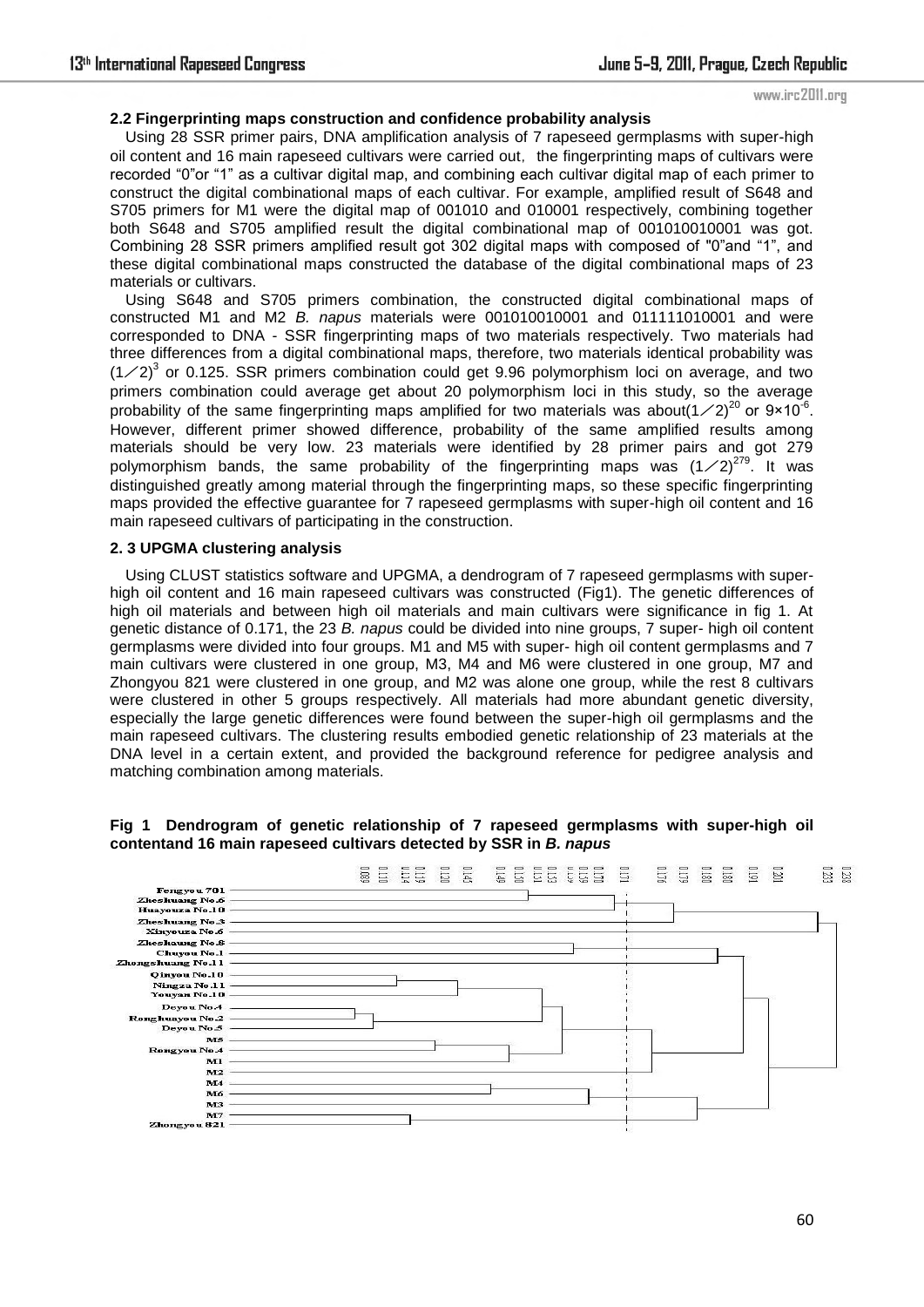**2.2 Fingerprinting maps construction and confidence probability analysis**

Using 28 SSR primer pairs, DNA amplification analysis of 7 rapeseed germplasms with super-high oil content and 16 main rapeseed cultivars were carried out, the fingerprinting maps of cultivars were recorded "0"or "1" as a cultivar digital map, and combining each cultivar digital map of each primer to construct the digital combinational maps of each cultivar. For example, amplified result of S648 and S705 primers for M1 were the digital map of 001010 and 010001 respectively, combining together both S648 and S705 amplified result the digital combinational map of 001010010001 was got. Combining 28 SSR primers amplified result got 302 digital maps with composed of "0"and "1", and these digital combinational maps constructed the database of the digital combinational maps of 23 materials or cultivars.

Using S648 and S705 primers combination, the constructed digital combinational maps of constructed M1 and M2 *B. napus* materials were 001010010001 and 011111010001 and were corresponded to DNA - SSR fingerprinting maps of two materials respectively. Two materials had three differences from a digital combinational maps, therefore, two materials identical probability was $(1/2)^3$ or 0.125. SSR primers combination could get 9.96 polymorphism loci on average, and two primers combination could average get about 20 polymorphism loci in this study, so the average probability of the same fingerprinting maps amplified for two materials was about$(1/2)^{20}$ or $9\times10^{-6}$. However, different primer showed difference, probability of the same amplified results among materials should be very low. 23 materials were identified by 28 primer pairs and got 279 polymorphism bands, the same probability of the fingerprinting maps was $(1/2)^{279}$. It was distinguished greatly among material through the fingerprinting maps, so these specific fingerprinting maps provided the effective guarantee for 7 rapeseed germplasms with super-high oil content and 16 main rapeseed cultivars of participating in the construction.

**2. 3 UPGMA clustering analysis**

Using CLUST statistics software and UPGMA, a dendrogram of 7 rapeseed germplasms with super-high oil content and 16 main rapeseed cultivars was constructed (Fig1). The genetic differences of high oil materials and between high oil materials and main cultivars were significance in fig 1. At genetic distance of 0.171, the 23 *B. napus* could be divided into nine groups, 7 super- high oil content germplasms were divided into four groups. M1 and M5 with super- high oil content germplasms and 7 main cultivars were clustered in one group, M3, M4 and M6 were clustered in one group, M7 and Zhongyou 821 were clustered in one group, and M2 was alone one group, while the rest 8 cultivars were clustered in other 5 groups respectively. All materials had more abundant genetic diversity, especially the large genetic differences were found between the super-high oil germplasms and the main rapeseed cultivars. The clustering results embodied genetic relationship of 23 materials at the DNA level in a certain extent, and provided the background reference for pedigree analysis and matching combination among materials.

**Fig 1 Dendrogram of genetic relationship of 7 rapeseed germplasms with super-high oil contentand 16 main rapeseed cultivars detected by SSR in *B. napus***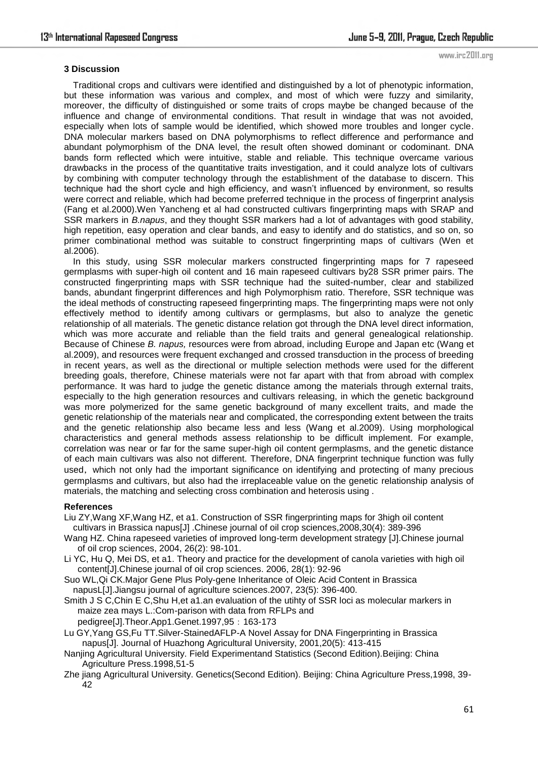### 3 Discussion

Traditional crops and cultivars were identified and distinguished by a lot of phenotypic information, but these information was various and complex, and most of which were fuzzy and similarity, moreover, the difficulty of distinguished or some traits of crops maybe be changed because of the influence and change of environmental conditions. That result in windage that was not avoided, especially when lots of sample would be identified, which showed more troubles and longer cycle. DNA molecular markers based on DNA polymorphisms to reflect difference and performance and abundant polymorphism of the DNA level, the result often showed dominant or codominant. DNA bands form reflected which were intuitive, stable and reliable. This technique overcame various drawbacks in the process of the quantitative traits investigation, and it could analyze lots of cultivars by combining with computer technology through the establishment of the database to discern. This technique had the short cycle and high efficiency, and wasn't influenced by environment, so results were correct and reliable, which had become preferred technique in the process of fingerprint analysis (Fang et al.2000).Wen Yancheng et al had constructed cultivars fingerprinting maps with SRAP and SSR markers in *B.napus*, and they thought SSR markers had a lot of advantages with good stability, high repetition, easy operation and clear bands, and easy to identify and do statistics, and so on, so primer combinational method was suitable to construct fingerprinting maps of cultivars (Wen et al.2006).

In this study, using SSR molecular markers constructed fingerprinting maps for 7 rapeseed germplasms with super-high oil content and 16 main rapeseed cultivars by28 SSR primer pairs. The constructed fingerprinting maps with SSR technique had the suited-number, clear and stabilized bands, abundant fingerprint differences and high Polymorphism ratio. Therefore, SSR technique was the ideal methods of constructing rapeseed fingerprinting maps. The fingerprinting maps were not only effectively method to identify among cultivars or germplasms, but also to analyze the genetic relationship of all materials. The genetic distance relation got through the DNA level direct information, which was more accurate and reliable than the field traits and general genealogical relationship. Because of Chinese *B. napus,* resources were from abroad, including Europe and Japan etc (Wang et al.2009), and resources were frequent exchanged and crossed transduction in the process of breeding in recent years, as well as the directional or multiple selection methods were used for the different breeding goals, therefore, Chinese materials were not far apart with that from abroad with complex performance. It was hard to judge the genetic distance among the materials through external traits, especially to the high generation resources and cultivars releasing, in which the genetic background was more polymerized for the same genetic background of many excellent traits, and made the genetic relationship of the materials near and complicated, the corresponding extent between the traits and the genetic relationship also became less and less (Wang et al.2009). Using morphological characteristics and general methods assess relationship to be difficult implement. For example, correlation was near or far for the same super-high oil content germplasms, and the genetic distance of each main cultivars was also not different. Therefore, DNA fingerprint technique function was fully used，which not only had the important significance on identifying and protecting of many precious germplasms and cultivars, but also had the irreplaceable value on the genetic relationship analysis of materials, the matching and selecting cross combination and heterosis using .

### References

Liu ZY,Wang XF,Wang HZ, et a1. Construction of SSR fingerprinting maps for 3high oil content cultivars in Brassica napus[J] .Chinese journal of oil crop sciences,2008,30(4): 389-396

Wang HZ. China rapeseed varieties of improved long-term development strategy [J].Chinese journal of oil crop sciences, 2004, 26(2): 98-101.

Li YC, Hu Q, Mei DS, et a1. Theory and practice for the development of canola varieties with high oil content[J].Chinese journal of oil crop sciences. 2006, 28(1): 92-96

Suo WL,Qi CK.Major Gene Plus Poly-gene Inheritance of Oleic Acid Content in Brassica napusL[J].Jiangsu journal of agriculture sciences.2007, 23(5): 396-400.

Smith J S C,Chin E C,Shu H,et a1.an evaluation of the utihty of SSR loci as molecular markers in maize zea mays L.:Com-parison with data from RFLPs and pedigree[J].Theor.App1.Genet.1997,95：163-173

Lu GY,Yang GS,Fu TT.Silver-StainedAFLP-A Novel Assay for DNA Fingerprinting in Brassica napus[J]. Journal of Huazhong Agricultural University, 2001,20(5): 413-415

Nanjing Agricultural University. Field Experimentand Statistics (Second Edition).Beijing: China Agriculture Press.1998,51-5

Zhe jiang Agricultural University. Genetics(Second Edition). Beijing: China Agriculture Press,1998, 39-42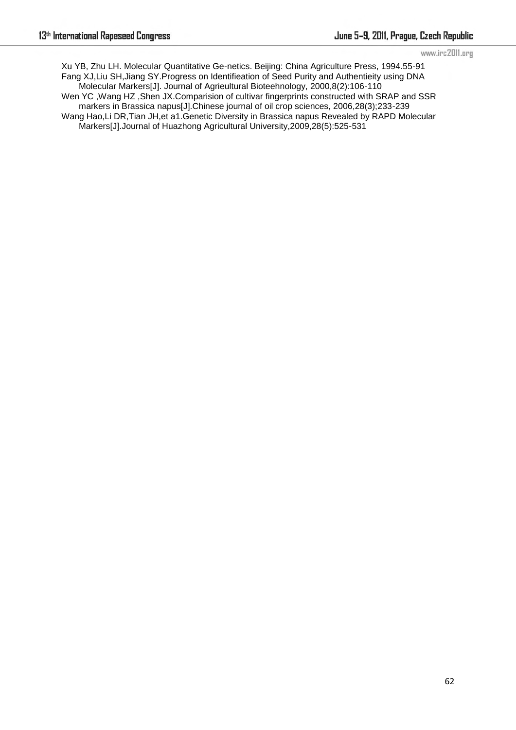Xu YB, Zhu LH. Molecular Quantitative Ge-netics. Beijing: China Agriculture Press, 1994.55-91

Fang XJ,Liu SH,Jiang SY.Progress on Identifieation of Seed Purity and Authentieity using DNA Molecular Markers[J]. Journal of Agrieultural Bioteehnology, 2000,8(2):106-110

Wen YC ,Wang HZ ,Shen JX.Comparision of cultivar fingerprints constructed with SRAP and SSR markers in Brassica napus[J].Chinese journal of oil crop sciences, 2006,28(3);233-239

Wang Hao,Li DR,Tian JH,et a1.Genetic Diversity in Brassica napus Revealed by RAPD Molecular Markers[J].Journal of Huazhong Agricultural University,2009,28(5):525-531